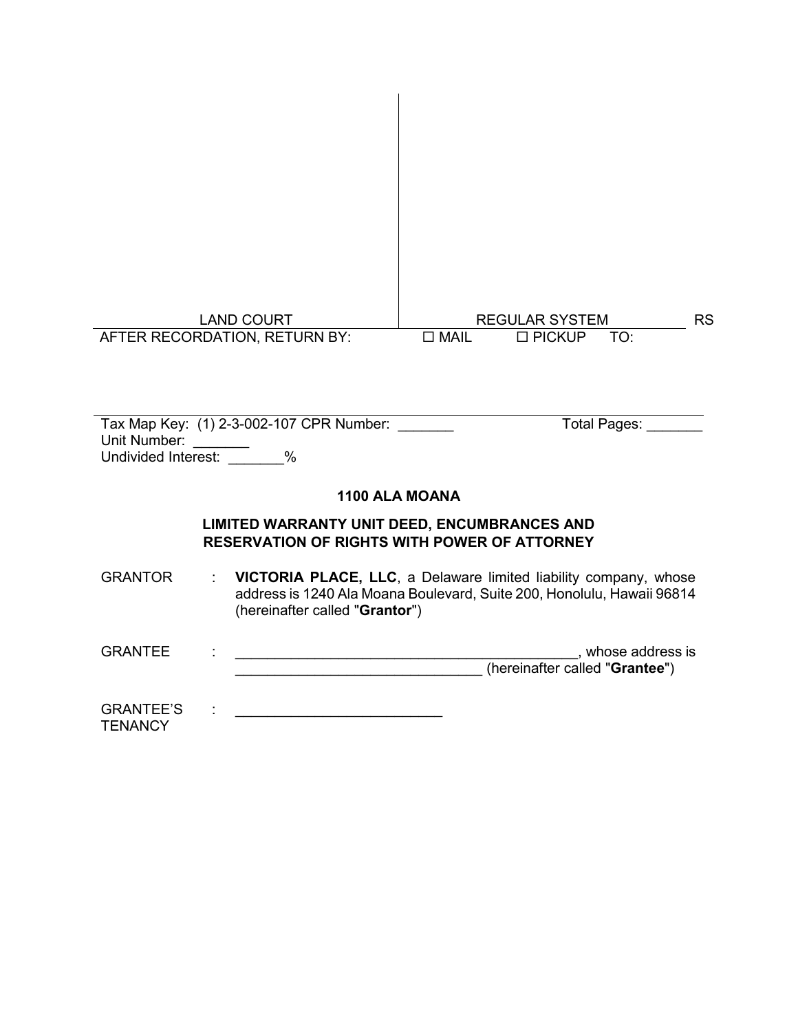LAND COURT | REGULAR SYSTEM | RS

AFTER RECORDATION, RETURN BY: ☐ MAIL ☐ PICKUP TO:

Tax Map Key: (1) 2-3-002-107 CPR Number: _______ Total Pages: _______
Unit Number: _______
Undivided Interest: _______%

**1100 ALA MOANA**

**LIMITED WARRANTY UNIT DEED, ENCUMBRANCES AND RESERVATION OF RIGHTS WITH POWER OF ATTORNEY**

GRANTOR : **VICTORIA PLACE, LLC**, a Delaware limited liability company, whose address is 1240 Ala Moana Boulevard, Suite 200, Honolulu, Hawaii 96814 (hereinafter called "**Grantor**")

GRANTEE : ____________________________________________, whose address is ________________________________ (hereinafter called "**Grantee**")

GRANTEE'S TENANCY : __________________________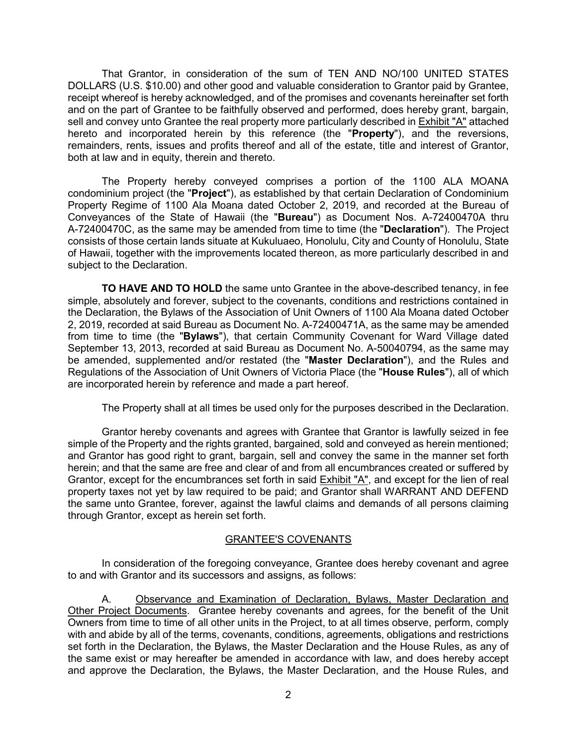That Grantor, in consideration of the sum of TEN AND NO/100 UNITED STATES DOLLARS (U.S. $10.00) and other good and valuable consideration to Grantor paid by Grantee, receipt whereof is hereby acknowledged, and of the promises and covenants hereinafter set forth and on the part of Grantee to be faithfully observed and performed, does hereby grant, bargain, sell and convey unto Grantee the real property more particularly described in Exhibit "A" attached hereto and incorporated herein by this reference (the "**Property**"), and the reversions, remainders, rents, issues and profits thereof and all of the estate, title and interest of Grantor, both at law and in equity, therein and thereto.

The Property hereby conveyed comprises a portion of the 1100 ALA MOANA condominium project (the "**Project**"), as established by that certain Declaration of Condominium Property Regime of 1100 Ala Moana dated October 2, 2019, and recorded at the Bureau of Conveyances of the State of Hawaii (the "**Bureau**") as Document Nos. A-72400470A thru A-72400470C, as the same may be amended from time to time (the "**Declaration**"). The Project consists of those certain lands situate at Kukuluaeo, Honolulu, City and County of Honolulu, State of Hawaii, together with the improvements located thereon, as more particularly described in and subject to the Declaration.

**TO HAVE AND TO HOLD** the same unto Grantee in the above-described tenancy, in fee simple, absolutely and forever, subject to the covenants, conditions and restrictions contained in the Declaration, the Bylaws of the Association of Unit Owners of 1100 Ala Moana dated October 2, 2019, recorded at said Bureau as Document No. A-72400471A, as the same may be amended from time to time (the "**Bylaws**"), that certain Community Covenant for Ward Village dated September 13, 2013, recorded at said Bureau as Document No. A-50040794, as the same may be amended, supplemented and/or restated (the "**Master Declaration**"), and the Rules and Regulations of the Association of Unit Owners of Victoria Place (the "**House Rules**"), all of which are incorporated herein by reference and made a part hereof.

The Property shall at all times be used only for the purposes described in the Declaration.

Grantor hereby covenants and agrees with Grantee that Grantor is lawfully seized in fee simple of the Property and the rights granted, bargained, sold and conveyed as herein mentioned; and Grantor has good right to grant, bargain, sell and convey the same in the manner set forth herein; and that the same are free and clear of and from all encumbrances created or suffered by Grantor, except for the encumbrances set forth in said Exhibit "A", and except for the lien of real property taxes not yet by law required to be paid; and Grantor shall WARRANT AND DEFEND the same unto Grantee, forever, against the lawful claims and demands of all persons claiming through Grantor, except as herein set forth.

## GRANTEE'S COVENANTS

In consideration of the foregoing conveyance, Grantee does hereby covenant and agree to and with Grantor and its successors and assigns, as follows:

A. Observance and Examination of Declaration, Bylaws, Master Declaration and Other Project Documents. Grantee hereby covenants and agrees, for the benefit of the Unit Owners from time to time of all other units in the Project, to at all times observe, perform, comply with and abide by all of the terms, covenants, conditions, agreements, obligations and restrictions set forth in the Declaration, the Bylaws, the Master Declaration and the House Rules, as any of the same exist or may hereafter be amended in accordance with law, and does hereby accept and approve the Declaration, the Bylaws, the Master Declaration, and the House Rules, and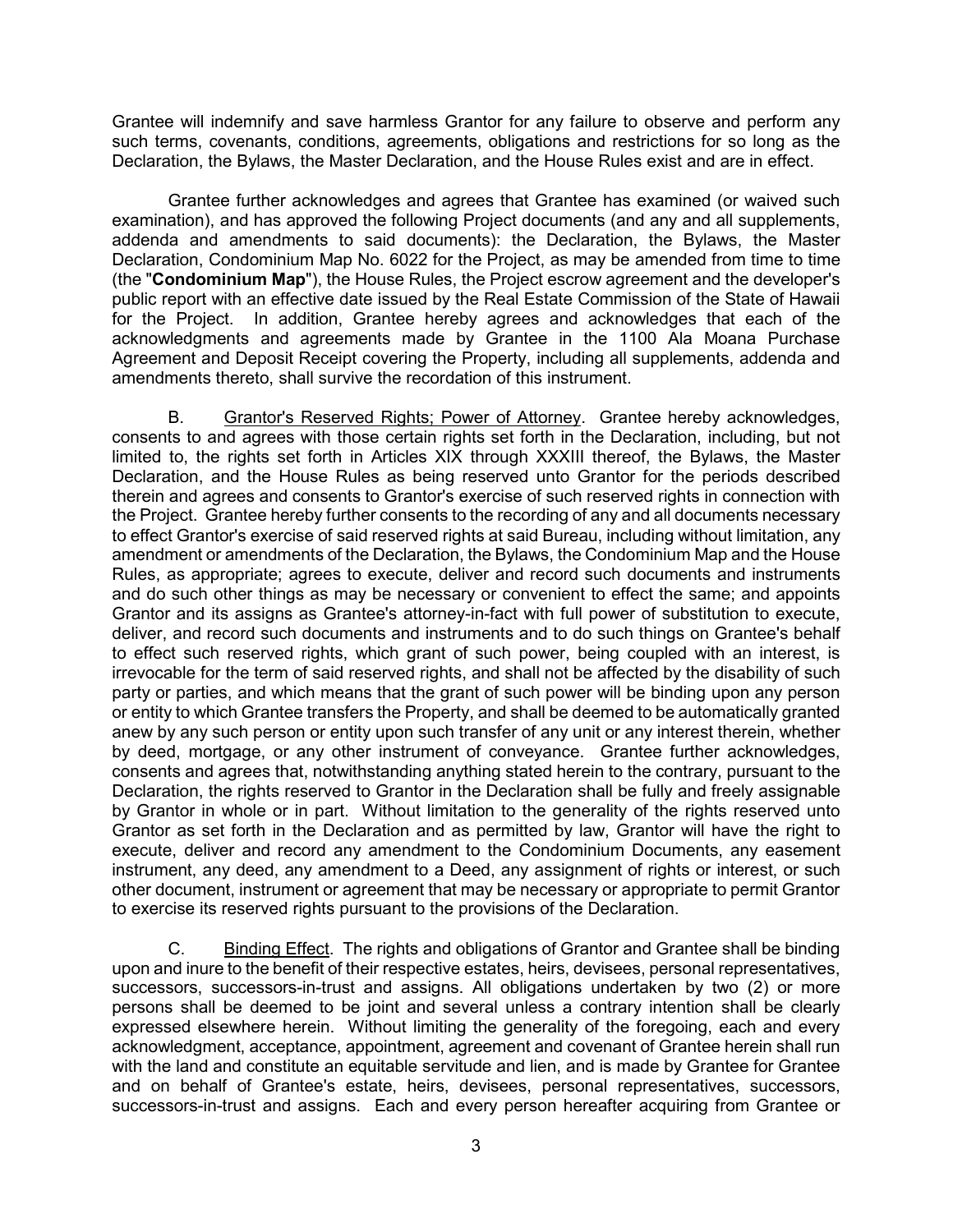Grantee will indemnify and save harmless Grantor for any failure to observe and perform any such terms, covenants, conditions, agreements, obligations and restrictions for so long as the Declaration, the Bylaws, the Master Declaration, and the House Rules exist and are in effect.

Grantee further acknowledges and agrees that Grantee has examined (or waived such examination), and has approved the following Project documents (and any and all supplements, addenda and amendments to said documents): the Declaration, the Bylaws, the Master Declaration, Condominium Map No. 6022 for the Project, as may be amended from time to time (the "**Condominium Map**"), the House Rules, the Project escrow agreement and the developer's public report with an effective date issued by the Real Estate Commission of the State of Hawaii for the Project. In addition, Grantee hereby agrees and acknowledges that each of the acknowledgments and agreements made by Grantee in the 1100 Ala Moana Purchase Agreement and Deposit Receipt covering the Property, including all supplements, addenda and amendments thereto, shall survive the recordation of this instrument.

B. Grantor's Reserved Rights; Power of Attorney. Grantee hereby acknowledges, consents to and agrees with those certain rights set forth in the Declaration, including, but not limited to, the rights set forth in Articles XIX through XXXIII thereof, the Bylaws, the Master Declaration, and the House Rules as being reserved unto Grantor for the periods described therein and agrees and consents to Grantor's exercise of such reserved rights in connection with the Project. Grantee hereby further consents to the recording of any and all documents necessary to effect Grantor's exercise of said reserved rights at said Bureau, including without limitation, any amendment or amendments of the Declaration, the Bylaws, the Condominium Map and the House Rules, as appropriate; agrees to execute, deliver and record such documents and instruments and do such other things as may be necessary or convenient to effect the same; and appoints Grantor and its assigns as Grantee's attorney-in-fact with full power of substitution to execute, deliver, and record such documents and instruments and to do such things on Grantee's behalf to effect such reserved rights, which grant of such power, being coupled with an interest, is irrevocable for the term of said reserved rights, and shall not be affected by the disability of such party or parties, and which means that the grant of such power will be binding upon any person or entity to which Grantee transfers the Property, and shall be deemed to be automatically granted anew by any such person or entity upon such transfer of any unit or any interest therein, whether by deed, mortgage, or any other instrument of conveyance. Grantee further acknowledges, consents and agrees that, notwithstanding anything stated herein to the contrary, pursuant to the Declaration, the rights reserved to Grantor in the Declaration shall be fully and freely assignable by Grantor in whole or in part. Without limitation to the generality of the rights reserved unto Grantor as set forth in the Declaration and as permitted by law, Grantor will have the right to execute, deliver and record any amendment to the Condominium Documents, any easement instrument, any deed, any amendment to a Deed, any assignment of rights or interest, or such other document, instrument or agreement that may be necessary or appropriate to permit Grantor to exercise its reserved rights pursuant to the provisions of the Declaration.

C. Binding Effect. The rights and obligations of Grantor and Grantee shall be binding upon and inure to the benefit of their respective estates, heirs, devisees, personal representatives, successors, successors-in-trust and assigns. All obligations undertaken by two (2) or more persons shall be deemed to be joint and several unless a contrary intention shall be clearly expressed elsewhere herein. Without limiting the generality of the foregoing, each and every acknowledgment, acceptance, appointment, agreement and covenant of Grantee herein shall run with the land and constitute an equitable servitude and lien, and is made by Grantee for Grantee and on behalf of Grantee's estate, heirs, devisees, personal representatives, successors, successors-in-trust and assigns. Each and every person hereafter acquiring from Grantee or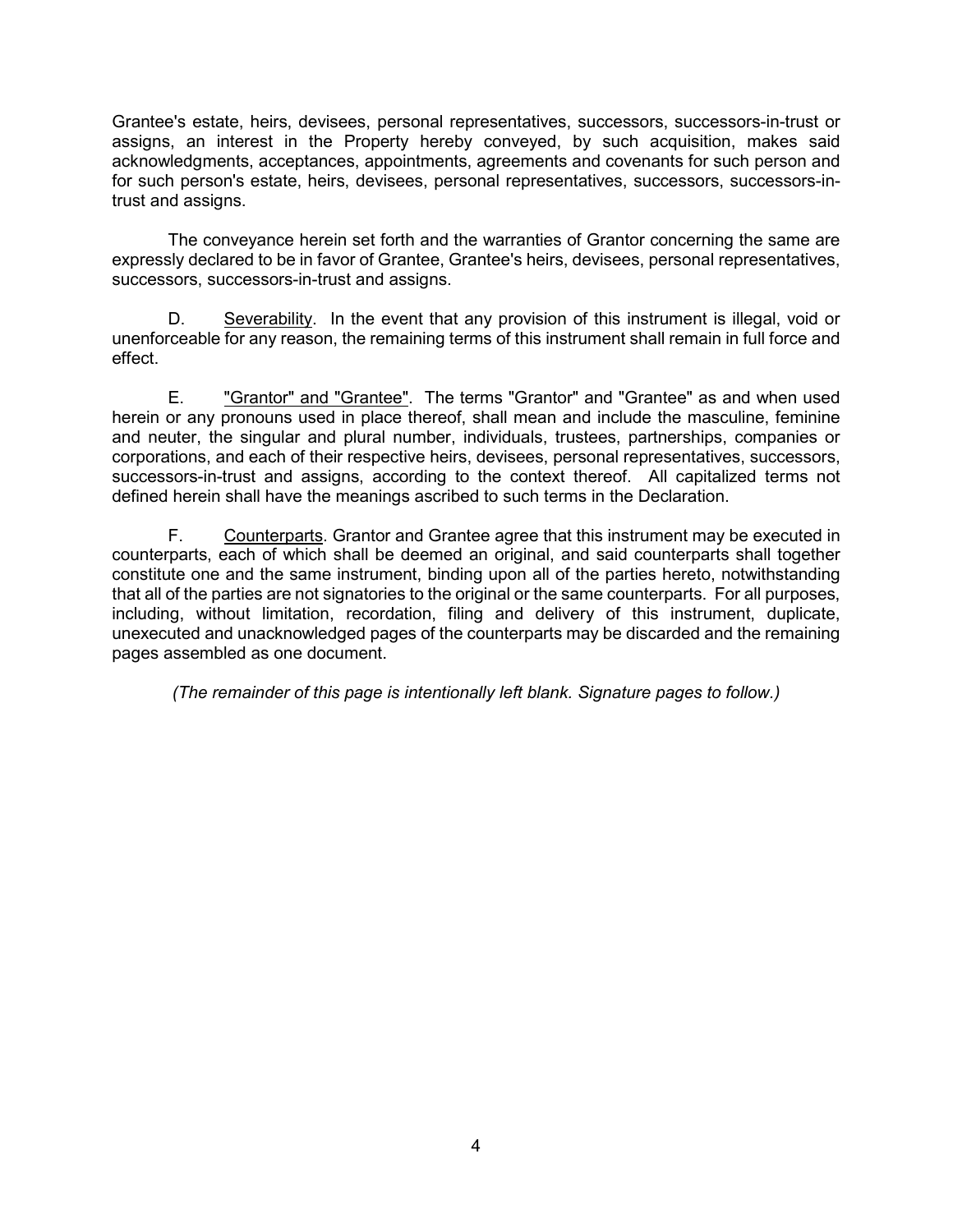Grantee's estate, heirs, devisees, personal representatives, successors, successors-in-trust or assigns, an interest in the Property hereby conveyed, by such acquisition, makes said acknowledgments, acceptances, appointments, agreements and covenants for such person and for such person's estate, heirs, devisees, personal representatives, successors, successors-in-trust and assigns.

The conveyance herein set forth and the warranties of Grantor concerning the same are expressly declared to be in favor of Grantee, Grantee's heirs, devisees, personal representatives, successors, successors-in-trust and assigns.

D. Severability. In the event that any provision of this instrument is illegal, void or unenforceable for any reason, the remaining terms of this instrument shall remain in full force and effect.

E. "Grantor" and "Grantee". The terms "Grantor" and "Grantee" as and when used herein or any pronouns used in place thereof, shall mean and include the masculine, feminine and neuter, the singular and plural number, individuals, trustees, partnerships, companies or corporations, and each of their respective heirs, devisees, personal representatives, successors, successors-in-trust and assigns, according to the context thereof. All capitalized terms not defined herein shall have the meanings ascribed to such terms in the Declaration.

F. Counterparts. Grantor and Grantee agree that this instrument may be executed in counterparts, each of which shall be deemed an original, and said counterparts shall together constitute one and the same instrument, binding upon all of the parties hereto, notwithstanding that all of the parties are not signatories to the original or the same counterparts. For all purposes, including, without limitation, recordation, filing and delivery of this instrument, duplicate, unexecuted and unacknowledged pages of the counterparts may be discarded and the remaining pages assembled as one document.

*(The remainder of this page is intentionally left blank. Signature pages to follow.)*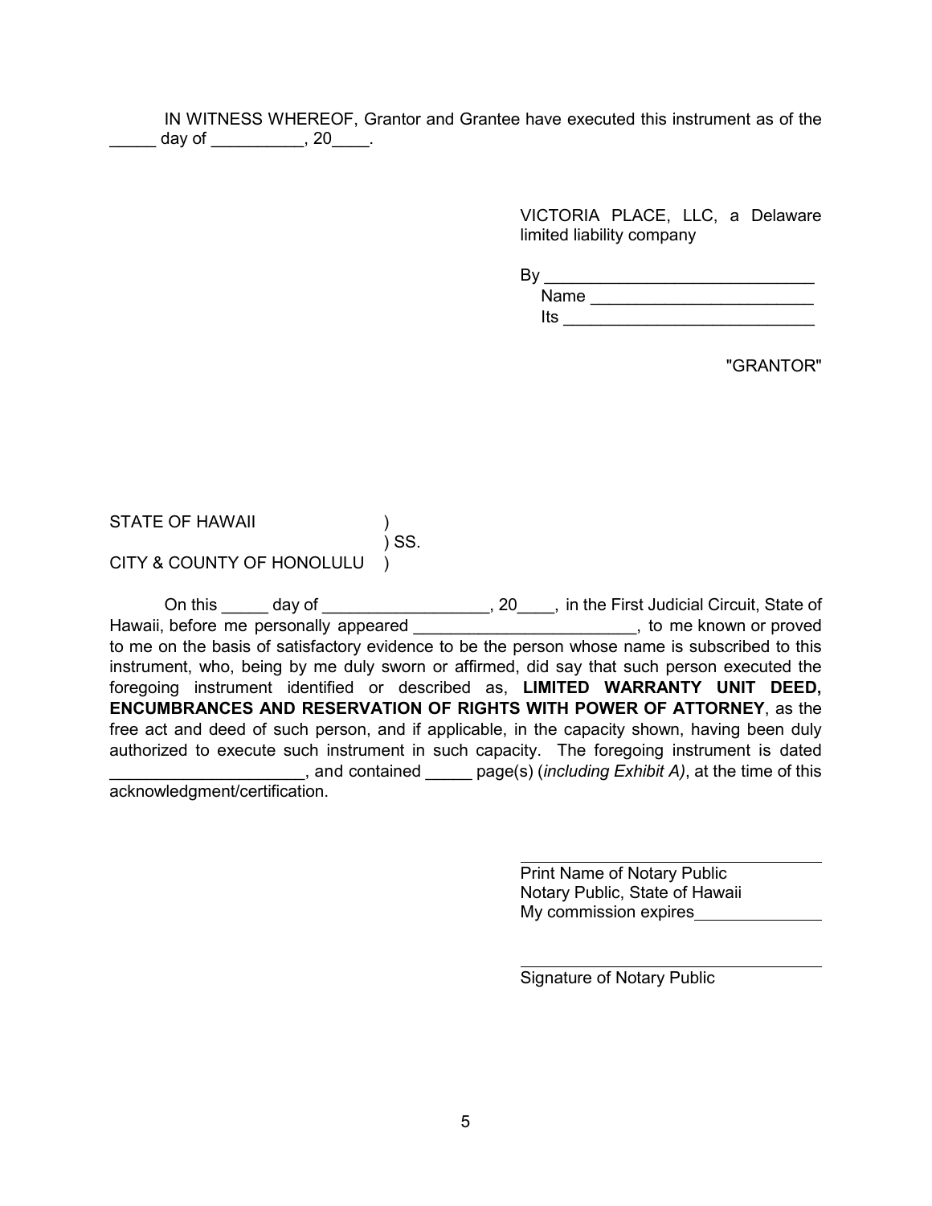IN WITNESS WHEREOF, Grantor and Grantee have executed this instrument as of the _____ day of __________, 20____.

VICTORIA PLACE, LLC, a Delaware limited liability company

By ____________________________
Name ________________________
Its ___________________________

"GRANTOR"

STATE OF HAWAII )
) SS.
CITY & COUNTY OF HONOLULU )

On this _____ day of __________________, 20____, in the First Judicial Circuit, State of Hawaii, before me personally appeared ________________________, to me known or proved to me on the basis of satisfactory evidence to be the person whose name is subscribed to this instrument, who, being by me duly sworn or affirmed, did say that such person executed the foregoing instrument identified or described as, **LIMITED WARRANTY UNIT DEED, ENCUMBRANCES AND RESERVATION OF RIGHTS WITH POWER OF ATTORNEY**, as the free act and deed of such person, and if applicable, in the capacity shown, having been duly authorized to execute such instrument in such capacity. The foregoing instrument is dated _____________________, and contained _____ page(s) (*including Exhibit A)*, at the time of this acknowledgment/certification.

______________________________
Print Name of Notary Public
Notary Public, State of Hawaii
My commission expires______________

______________________________
Signature of Notary Public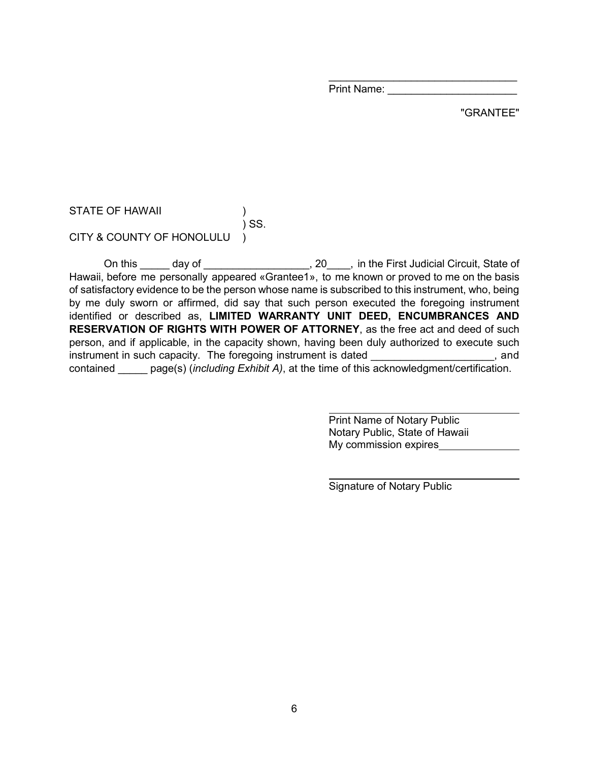\_\_\_\_\_\_\_\_\_\_\_\_\_\_\_\_\_\_\_\_\_\_\_\_\_\_\_\_\_\_\_\_\_\_

Print Name: \_\_\_\_\_\_\_\_\_\_\_\_\_\_\_\_\_\_\_\_\_\_

"GRANTEE"

STATE OF HAWAII )
) SS.
CITY & COUNTY OF HONOLULU )

On this _____ day of __________________, 20____, in the First Judicial Circuit, State of Hawaii, before me personally appeared «Grantee1», to me known or proved to me on the basis of satisfactory evidence to be the person whose name is subscribed to this instrument, who, being by me duly sworn or affirmed, did say that such person executed the foregoing instrument identified or described as, **LIMITED WARRANTY UNIT DEED, ENCUMBRANCES AND RESERVATION OF RIGHTS WITH POWER OF ATTORNEY**, as the free act and deed of such person, and if applicable, in the capacity shown, having been duly authorized to execute such instrument in such capacity. The foregoing instrument is dated _____________________, and contained _____ page(s) (*including Exhibit A)*, at the time of this acknowledgment/certification.

\_\_\_\_\_\_\_\_\_\_\_\_\_\_\_\_\_\_\_\_\_\_\_\_\_\_\_\_\_\_\_\_\_\_

Print Name of Notary Public
Notary Public, State of Hawaii
My commission expires______________

\_\_\_\_\_\_\_\_\_\_\_\_\_\_\_\_\_\_\_\_\_\_\_\_\_\_\_\_\_\_\_\_\_\_

Signature of Notary Public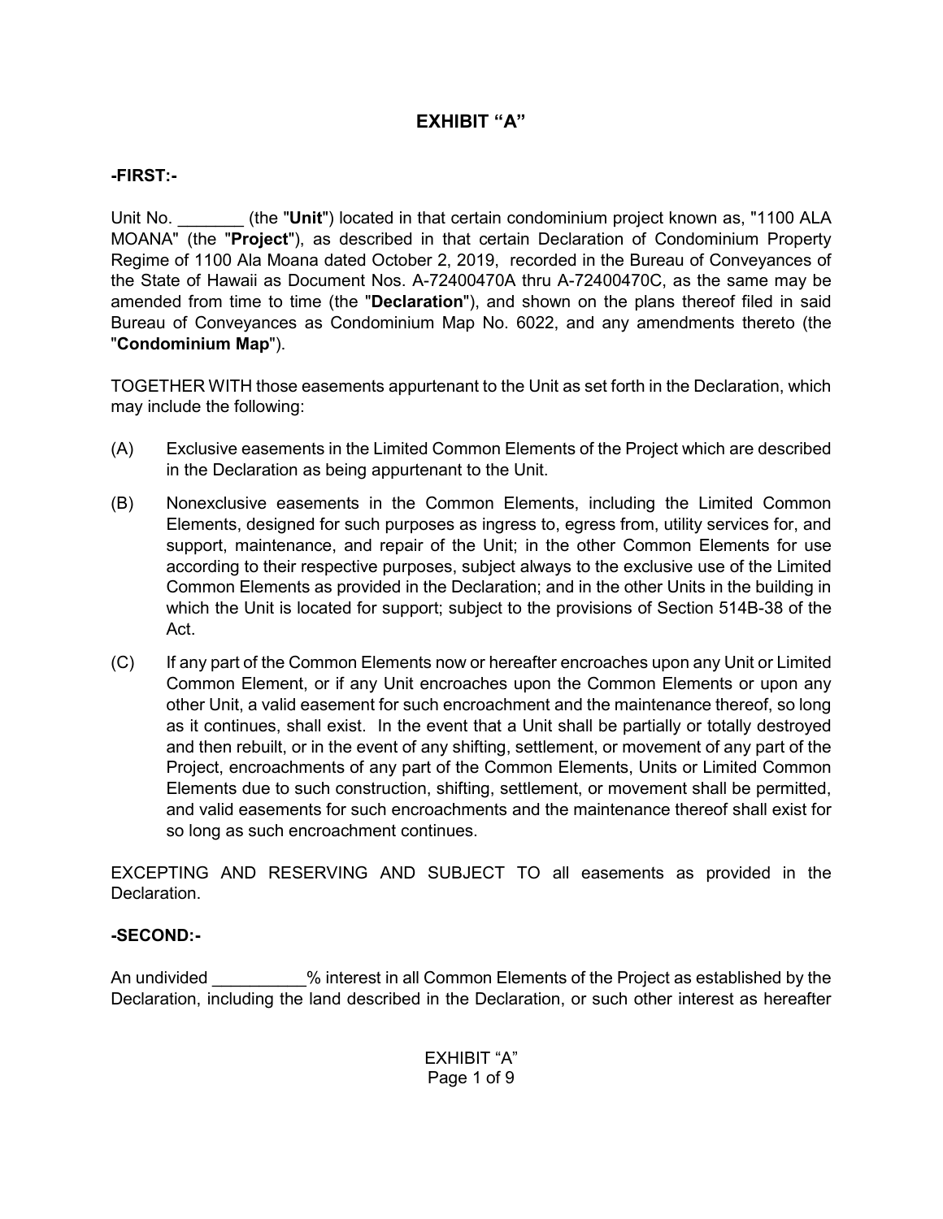# EXHIBIT "A"

**-FIRST:-**

Unit No. _______ (the "**Unit**") located in that certain condominium project known as, "1100 ALA MOANA" (the "**Project**"), as described in that certain Declaration of Condominium Property Regime of 1100 Ala Moana dated October 2, 2019, recorded in the Bureau of Conveyances of the State of Hawaii as Document Nos. A-72400470A thru A-72400470C, as the same may be amended from time to time (the "**Declaration**"), and shown on the plans thereof filed in said Bureau of Conveyances as Condominium Map No. 6022, and any amendments thereto (the "**Condominium Map**").

TOGETHER WITH those easements appurtenant to the Unit as set forth in the Declaration, which may include the following:

(A) Exclusive easements in the Limited Common Elements of the Project which are described in the Declaration as being appurtenant to the Unit.

(B) Nonexclusive easements in the Common Elements, including the Limited Common Elements, designed for such purposes as ingress to, egress from, utility services for, and support, maintenance, and repair of the Unit; in the other Common Elements for use according to their respective purposes, subject always to the exclusive use of the Limited Common Elements as provided in the Declaration; and in the other Units in the building in which the Unit is located for support; subject to the provisions of Section 514B-38 of the Act.

(C) If any part of the Common Elements now or hereafter encroaches upon any Unit or Limited Common Element, or if any Unit encroaches upon the Common Elements or upon any other Unit, a valid easement for such encroachment and the maintenance thereof, so long as it continues, shall exist. In the event that a Unit shall be partially or totally destroyed and then rebuilt, or in the event of any shifting, settlement, or movement of any part of the Project, encroachments of any part of the Common Elements, Units or Limited Common Elements due to such construction, shifting, settlement, or movement shall be permitted, and valid easements for such encroachments and the maintenance thereof shall exist for so long as such encroachment continues.

EXCEPTING AND RESERVING AND SUBJECT TO all easements as provided in the Declaration.

**-SECOND:-**

An undivided __________% interest in all Common Elements of the Project as established by the Declaration, including the land described in the Declaration, or such other interest as hereafter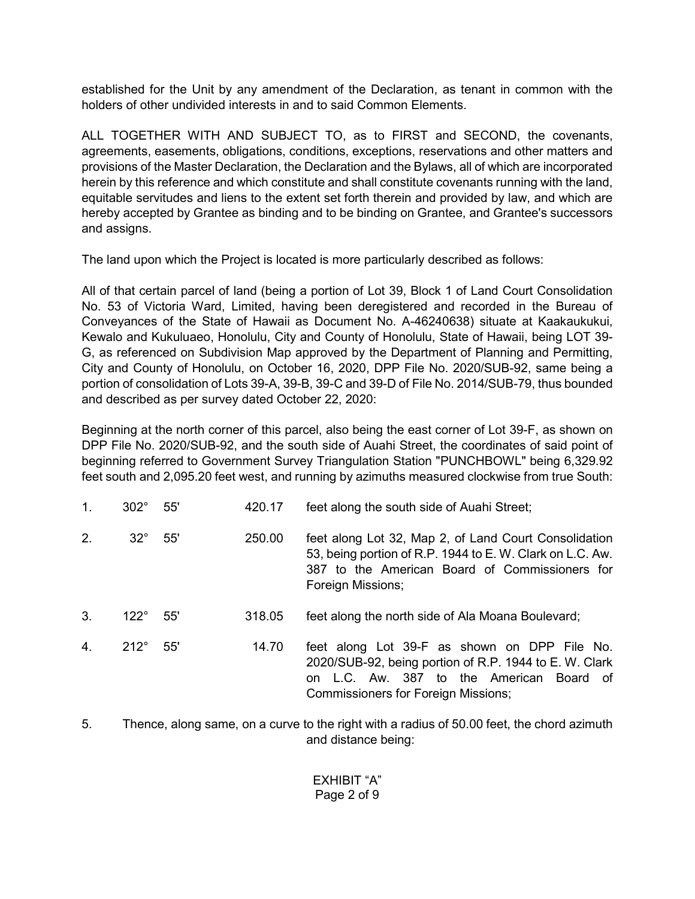established for the Unit by any amendment of the Declaration, as tenant in common with the holders of other undivided interests in and to said Common Elements.

ALL TOGETHER WITH AND SUBJECT TO, as to FIRST and SECOND, the covenants, agreements, easements, obligations, conditions, exceptions, reservations and other matters and provisions of the Master Declaration, the Declaration and the Bylaws, all of which are incorporated herein by this reference and which constitute and shall constitute covenants running with the land, equitable servitudes and liens to the extent set forth therein and provided by law, and which are hereby accepted by Grantee as binding and to be binding on Grantee, and Grantee's successors and assigns.

The land upon which the Project is located is more particularly described as follows:

All of that certain parcel of land (being a portion of Lot 39, Block 1 of Land Court Consolidation No. 53 of Victoria Ward, Limited, having been deregistered and recorded in the Bureau of Conveyances of the State of Hawaii as Document No. A-46240638) situate at Kaakaukukui, Kewalo and Kukuluaeo, Honolulu, City and County of Honolulu, State of Hawaii, being LOT 39-G, as referenced on Subdivision Map approved by the Department of Planning and Permitting, City and County of Honolulu, on October 16, 2020, DPP File No. 2020/SUB-92, same being a portion of consolidation of Lots 39-A, 39-B, 39-C and 39-D of File No. 2014/SUB-79, thus bounded and described as per survey dated October 22, 2020:

Beginning at the north corner of this parcel, also being the east corner of Lot 39-F, as shown on DPP File No. 2020/SUB-92, and the south side of Auahi Street, the coordinates of said point of beginning referred to Government Survey Triangulation Station "PUNCHBOWL" being 6,329.92 feet south and 2,095.20 feet west, and running by azimuths measured clockwise from true South:

| | | | | |
|---|---|---|---|---|
| 1. | 302° | 55' | 420.17 | feet along the south side of Auahi Street; |
| 2. | 32° | 55' | 250.00 | feet along Lot 32, Map 2, of Land Court Consolidation 53, being portion of R.P. 1944 to E. W. Clark on L.C. Aw. 387 to the American Board of Commissioners for Foreign Missions; |
| 3. | 122° | 55' | 318.05 | feet along the north side of Ala Moana Boulevard; |
| 4. | 212° | 55' | 14.70 | feet along Lot 39-F as shown on DPP File No. 2020/SUB-92, being portion of R.P. 1944 to E. W. Clark on L.C. Aw. 387 to the American Board of Commissioners for Foreign Missions; |

5. Thence, along same, on a curve to the right with a radius of 50.00 feet, the chord azimuth and distance being: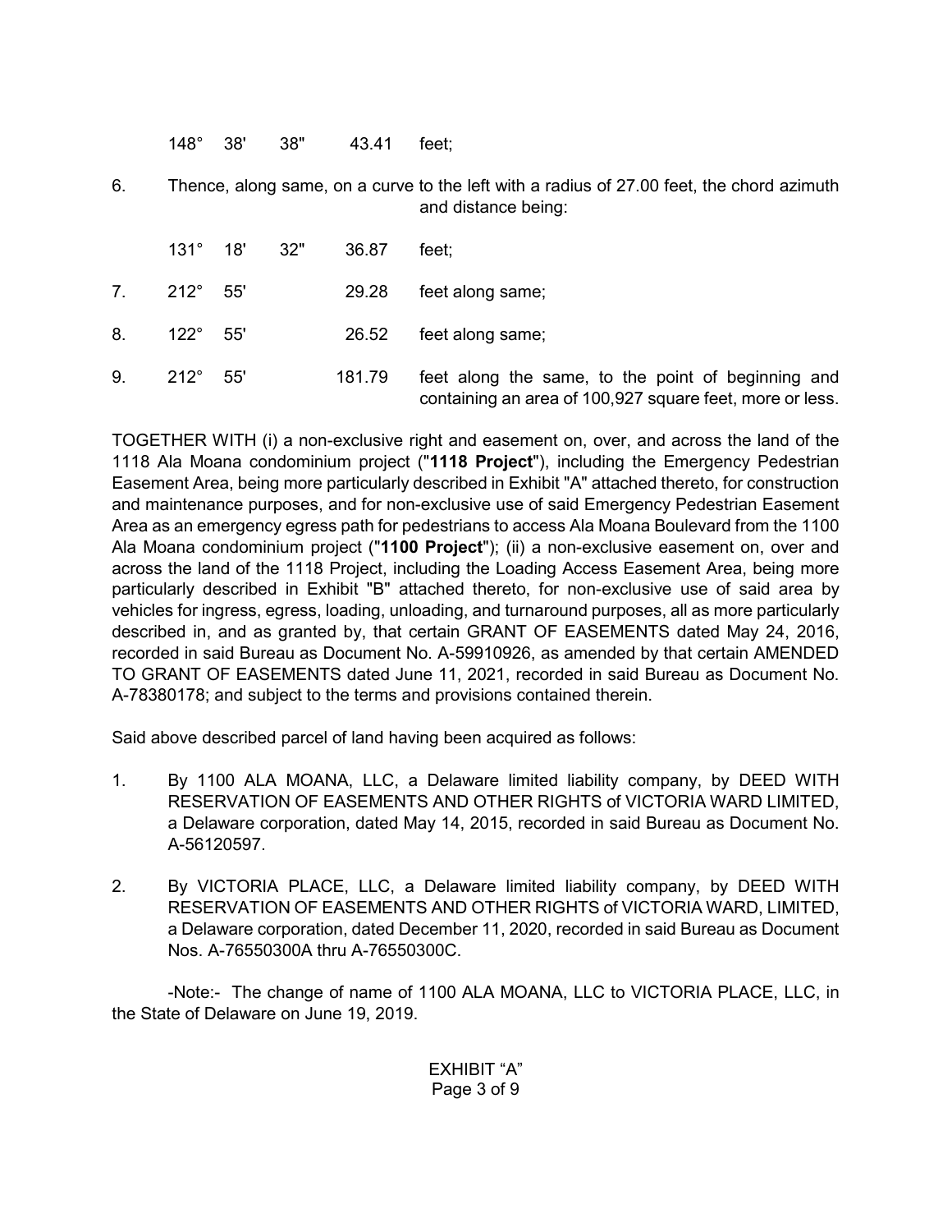148° 38' 38" 43.41 feet;

6. Thence, along same, on a curve to the left with a radius of 27.00 feet, the chord azimuth and distance being:

131° 18' 32" 36.87 feet;

7. 212° 55' 29.28 feet along same;

8. 122° 55' 26.52 feet along same;

9. 212° 55' 181.79 feet along the same, to the point of beginning and containing an area of 100,927 square feet, more or less.

TOGETHER WITH (i) a non-exclusive right and easement on, over, and across the land of the 1118 Ala Moana condominium project ("**1118 Project**"), including the Emergency Pedestrian Easement Area, being more particularly described in Exhibit "A" attached thereto, for construction and maintenance purposes, and for non-exclusive use of said Emergency Pedestrian Easement Area as an emergency egress path for pedestrians to access Ala Moana Boulevard from the 1100 Ala Moana condominium project ("**1100 Project**"); (ii) a non-exclusive easement on, over and across the land of the 1118 Project, including the Loading Access Easement Area, being more particularly described in Exhibit "B" attached thereto, for non-exclusive use of said area by vehicles for ingress, egress, loading, unloading, and turnaround purposes, all as more particularly described in, and as granted by, that certain GRANT OF EASEMENTS dated May 24, 2016, recorded in said Bureau as Document No. A-59910926, as amended by that certain AMENDED TO GRANT OF EASEMENTS dated June 11, 2021, recorded in said Bureau as Document No. A-78380178; and subject to the terms and provisions contained therein.

Said above described parcel of land having been acquired as follows:

1. By 1100 ALA MOANA, LLC, a Delaware limited liability company, by DEED WITH RESERVATION OF EASEMENTS AND OTHER RIGHTS of VICTORIA WARD LIMITED, a Delaware corporation, dated May 14, 2015, recorded in said Bureau as Document No. A-56120597.

2. By VICTORIA PLACE, LLC, a Delaware limited liability company, by DEED WITH RESERVATION OF EASEMENTS AND OTHER RIGHTS of VICTORIA WARD, LIMITED, a Delaware corporation, dated December 11, 2020, recorded in said Bureau as Document Nos. A-76550300A thru A-76550300C.

-Note:- The change of name of 1100 ALA MOANA, LLC to VICTORIA PLACE, LLC, in the State of Delaware on June 19, 2019.

EXHIBIT “A”
Page 3 of 9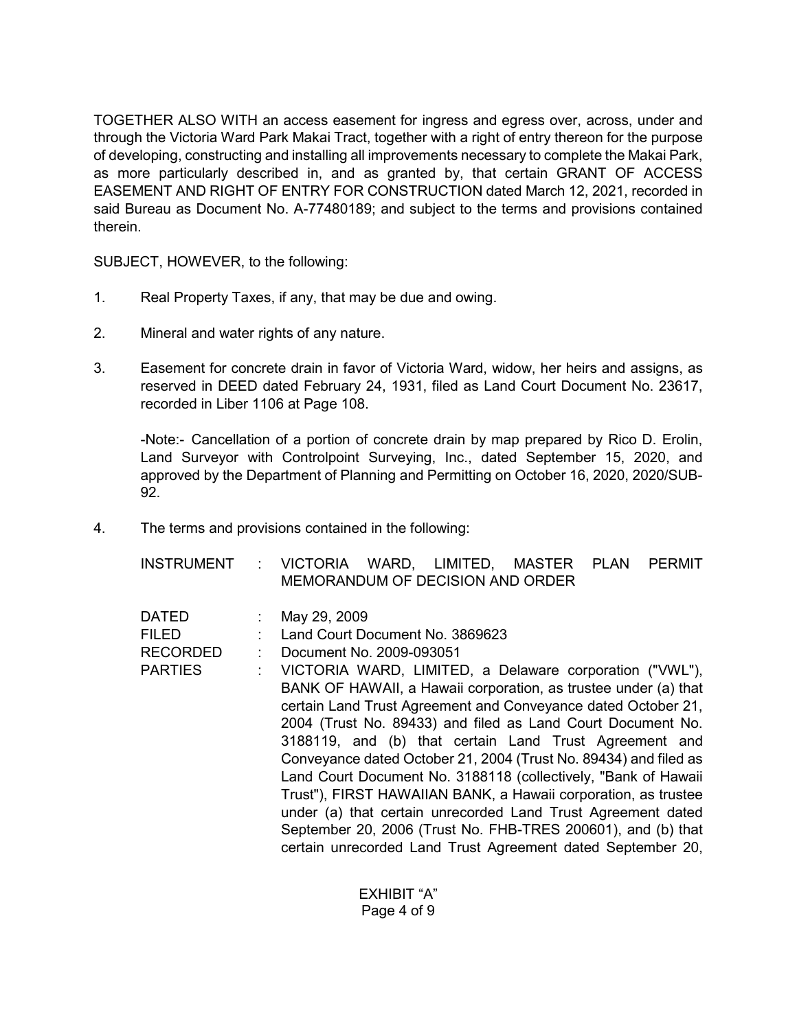TOGETHER ALSO WITH an access easement for ingress and egress over, across, under and through the Victoria Ward Park Makai Tract, together with a right of entry thereon for the purpose of developing, constructing and installing all improvements necessary to complete the Makai Park, as more particularly described in, and as granted by, that certain GRANT OF ACCESS EASEMENT AND RIGHT OF ENTRY FOR CONSTRUCTION dated March 12, 2021, recorded in said Bureau as Document No. A-77480189; and subject to the terms and provisions contained therein.

SUBJECT, HOWEVER, to the following:

1. Real Property Taxes, if any, that may be due and owing.

2. Mineral and water rights of any nature.

3. Easement for concrete drain in favor of Victoria Ward, widow, her heirs and assigns, as reserved in DEED dated February 24, 1931, filed as Land Court Document No. 23617, recorded in Liber 1106 at Page 108.

   -Note:- Cancellation of a portion of concrete drain by map prepared by Rico D. Erolin, Land Surveyor with Controlpoint Surveying, Inc., dated September 15, 2020, and approved by the Department of Planning and Permitting on October 16, 2020, 2020/SUB-92.

4. The terms and provisions contained in the following:

| | | |
|---|---|---|
| INSTRUMENT | : | VICTORIA WARD, LIMITED, MASTER PLAN PERMIT MEMORANDUM OF DECISION AND ORDER |
| DATED | : | May 29, 2009 |
| FILED | : | Land Court Document No. 3869623 |
| RECORDED | : | Document No. 2009-093051 |
| PARTIES | : | VICTORIA WARD, LIMITED, a Delaware corporation ("VWL"), BANK OF HAWAII, a Hawaii corporation, as trustee under (a) that certain Land Trust Agreement and Conveyance dated October 21, 2004 (Trust No. 89433) and filed as Land Court Document No. 3188119, and (b) that certain Land Trust Agreement and Conveyance dated October 21, 2004 (Trust No. 89434) and filed as Land Court Document No. 3188118 (collectively, "Bank of Hawaii Trust"), FIRST HAWAIIAN BANK, a Hawaii corporation, as trustee under (a) that certain unrecorded Land Trust Agreement dated September 20, 2006 (Trust No. FHB-TRES 200601), and (b) that certain unrecorded Land Trust Agreement dated September 20, |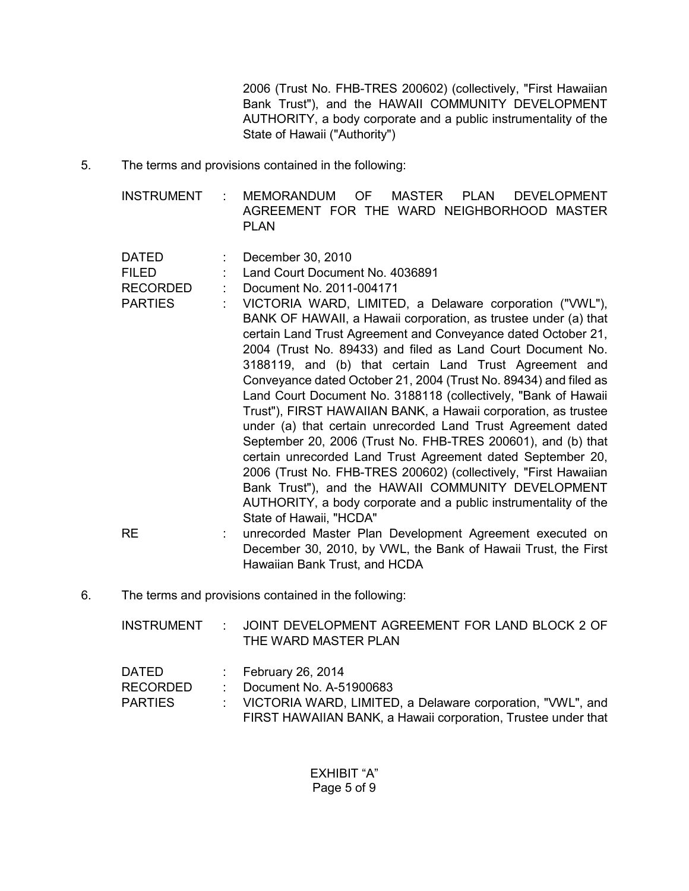2006 (Trust No. FHB-TRES 200602) (collectively, "First Hawaiian Bank Trust"), and the HAWAII COMMUNITY DEVELOPMENT AUTHORITY, a body corporate and a public instrumentality of the State of Hawaii ("Authority")

5. The terms and provisions contained in the following:

| | | |
|---|---|---|
| INSTRUMENT | : | MEMORANDUM OF MASTER PLAN DEVELOPMENT AGREEMENT FOR THE WARD NEIGHBORHOOD MASTER PLAN |
| DATED | : | December 30, 2010 |
| FILED | : | Land Court Document No. 4036891 |
| RECORDED | : | Document No. 2011-004171 |
| PARTIES | : | VICTORIA WARD, LIMITED, a Delaware corporation ("VWL"), BANK OF HAWAII, a Hawaii corporation, as trustee under (a) that certain Land Trust Agreement and Conveyance dated October 21, 2004 (Trust No. 89433) and filed as Land Court Document No. 3188119, and (b) that certain Land Trust Agreement and Conveyance dated October 21, 2004 (Trust No. 89434) and filed as Land Court Document No. 3188118 (collectively, "Bank of Hawaii Trust"), FIRST HAWAIIAN BANK, a Hawaii corporation, as trustee under (a) that certain unrecorded Land Trust Agreement dated September 20, 2006 (Trust No. FHB-TRES 200601), and (b) that certain unrecorded Land Trust Agreement dated September 20, 2006 (Trust No. FHB-TRES 200602) (collectively, "First Hawaiian Bank Trust"), and the HAWAII COMMUNITY DEVELOPMENT AUTHORITY, a body corporate and a public instrumentality of the State of Hawaii, "HCDA" |
| RE | : | unrecorded Master Plan Development Agreement executed on December 30, 2010, by VWL, the Bank of Hawaii Trust, the First Hawaiian Bank Trust, and HCDA |

6. The terms and provisions contained in the following:

| | | |
|---|---|---|
| INSTRUMENT | : | JOINT DEVELOPMENT AGREEMENT FOR LAND BLOCK 2 OF THE WARD MASTER PLAN |
| DATED | : | February 26, 2014 |
| RECORDED | : | Document No. A-51900683 |
| PARTIES | : | VICTORIA WARD, LIMITED, a Delaware corporation, "VWL", and FIRST HAWAIIAN BANK, a Hawaii corporation, Trustee under that |

EXHIBIT "A"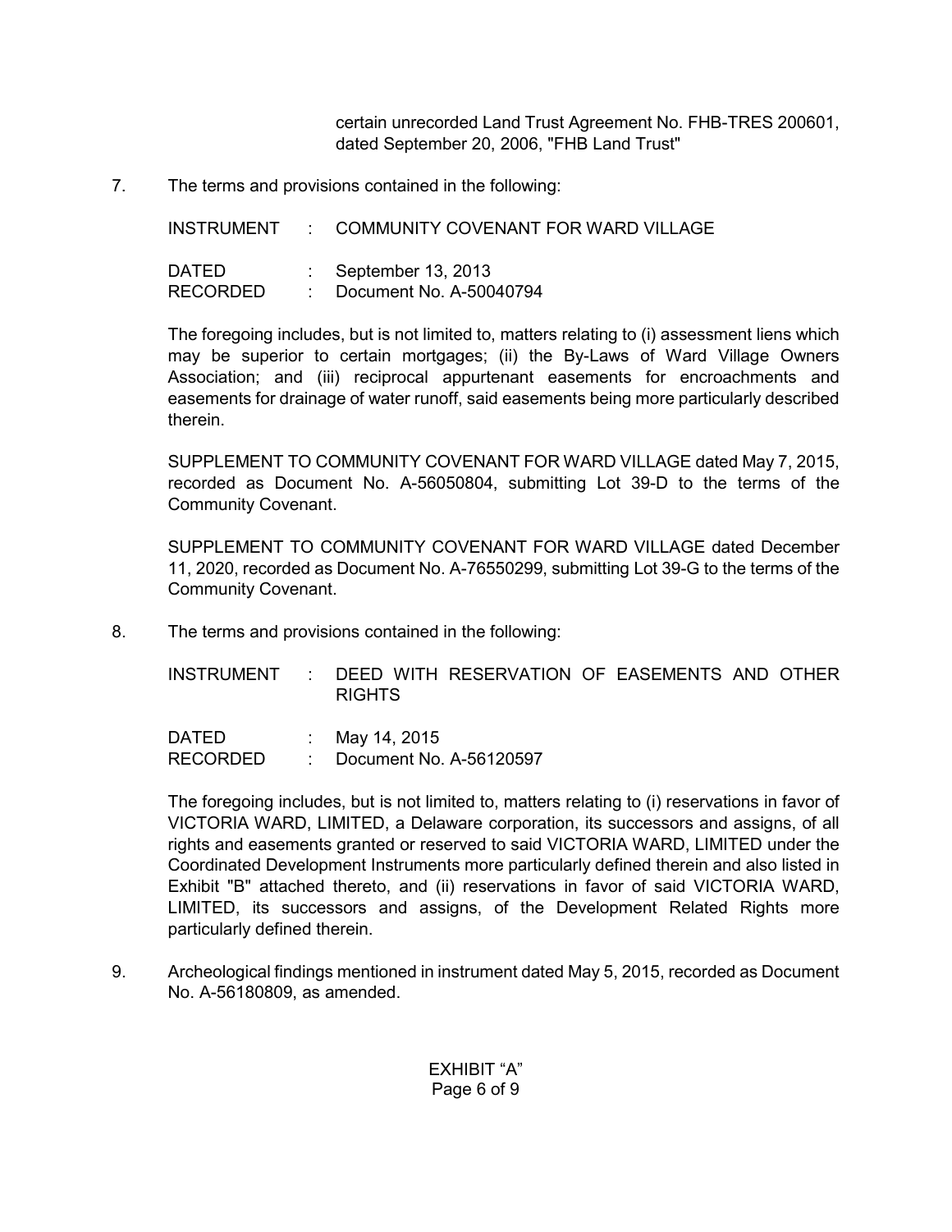certain unrecorded Land Trust Agreement No. FHB-TRES 200601, dated September 20, 2006, "FHB Land Trust"

7. The terms and provisions contained in the following:

   INSTRUMENT : COMMUNITY COVENANT FOR WARD VILLAGE

   DATED : September 13, 2013
   RECORDED : Document No. A-50040794

   The foregoing includes, but is not limited to, matters relating to (i) assessment liens which may be superior to certain mortgages; (ii) the By-Laws of Ward Village Owners Association; and (iii) reciprocal appurtenant easements for encroachments and easements for drainage of water runoff, said easements being more particularly described therein.

   SUPPLEMENT TO COMMUNITY COVENANT FOR WARD VILLAGE dated May 7, 2015, recorded as Document No. A-56050804, submitting Lot 39-D to the terms of the Community Covenant.

   SUPPLEMENT TO COMMUNITY COVENANT FOR WARD VILLAGE dated December 11, 2020, recorded as Document No. A-76550299, submitting Lot 39-G to the terms of the Community Covenant.

8. The terms and provisions contained in the following:

   INSTRUMENT : DEED WITH RESERVATION OF EASEMENTS AND OTHER RIGHTS

   DATED : May 14, 2015
   RECORDED : Document No. A-56120597

   The foregoing includes, but is not limited to, matters relating to (i) reservations in favor of VICTORIA WARD, LIMITED, a Delaware corporation, its successors and assigns, of all rights and easements granted or reserved to said VICTORIA WARD, LIMITED under the Coordinated Development Instruments more particularly defined therein and also listed in Exhibit "B" attached thereto, and (ii) reservations in favor of said VICTORIA WARD, LIMITED, its successors and assigns, of the Development Related Rights more particularly defined therein.

9. Archeological findings mentioned in instrument dated May 5, 2015, recorded as Document No. A-56180809, as amended.

EXHIBIT “A”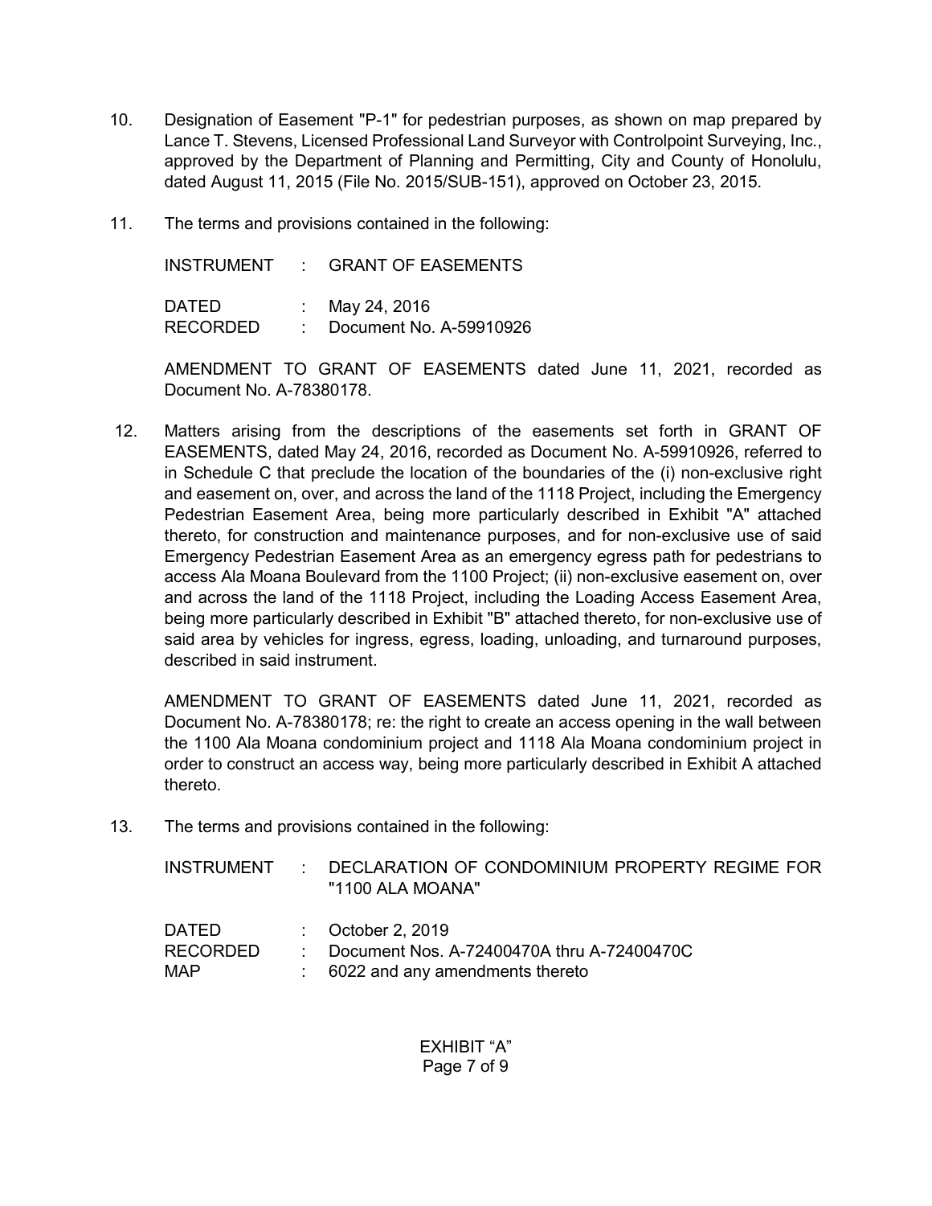10. Designation of Easement "P-1" for pedestrian purposes, as shown on map prepared by Lance T. Stevens, Licensed Professional Land Surveyor with Controlpoint Surveying, Inc., approved by the Department of Planning and Permitting, City and County of Honolulu, dated August 11, 2015 (File No. 2015/SUB-151), approved on October 23, 2015.

11. The terms and provisions contained in the following:

    INSTRUMENT : GRANT OF EASEMENTS

    DATED : May 24, 2016
    RECORDED : Document No. A-59910926

    AMENDMENT TO GRANT OF EASEMENTS dated June 11, 2021, recorded as Document No. A-78380178.

12. Matters arising from the descriptions of the easements set forth in GRANT OF EASEMENTS, dated May 24, 2016, recorded as Document No. A-59910926, referred to in Schedule C that preclude the location of the boundaries of the (i) non-exclusive right and easement on, over, and across the land of the 1118 Project, including the Emergency Pedestrian Easement Area, being more particularly described in Exhibit "A" attached thereto, for construction and maintenance purposes, and for non-exclusive use of said Emergency Pedestrian Easement Area as an emergency egress path for pedestrians to access Ala Moana Boulevard from the 1100 Project; (ii) non-exclusive easement on, over and across the land of the 1118 Project, including the Loading Access Easement Area, being more particularly described in Exhibit "B" attached thereto, for non-exclusive use of said area by vehicles for ingress, egress, loading, unloading, and turnaround purposes, described in said instrument.

    AMENDMENT TO GRANT OF EASEMENTS dated June 11, 2021, recorded as Document No. A-78380178; re: the right to create an access opening in the wall between the 1100 Ala Moana condominium project and 1118 Ala Moana condominium project in order to construct an access way, being more particularly described in Exhibit A attached thereto.

13. The terms and provisions contained in the following:

    INSTRUMENT : DECLARATION OF CONDOMINIUM PROPERTY REGIME FOR "1100 ALA MOANA"

    DATED : October 2, 2019
    RECORDED : Document Nos. A-72400470A thru A-72400470C
    MAP : 6022 and any amendments thereto

EXHIBIT “A”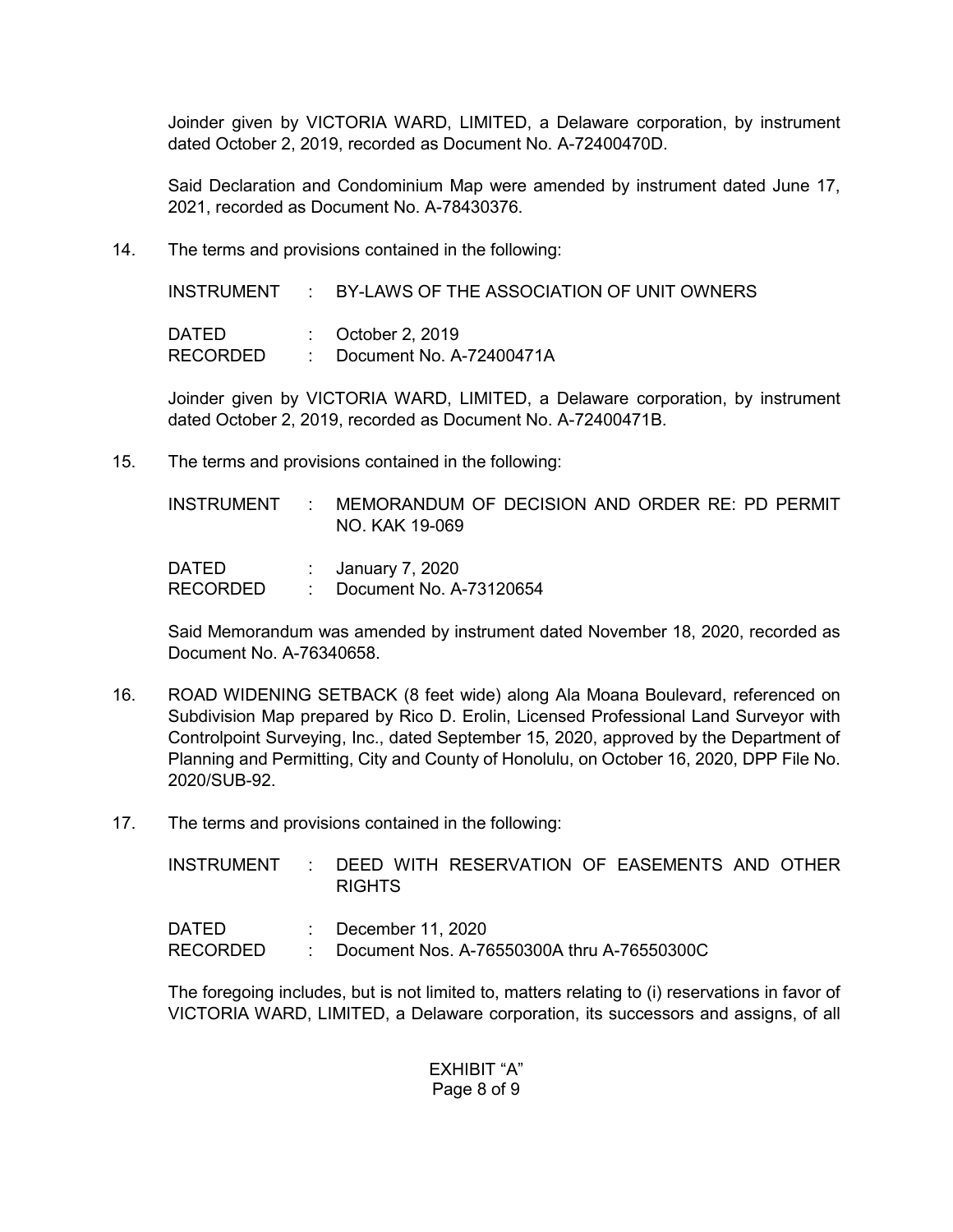Joinder given by VICTORIA WARD, LIMITED, a Delaware corporation, by instrument dated October 2, 2019, recorded as Document No. A-72400470D.

Said Declaration and Condominium Map were amended by instrument dated June 17, 2021, recorded as Document No. A-78430376.

14. The terms and provisions contained in the following:

    INSTRUMENT : BY-LAWS OF THE ASSOCIATION OF UNIT OWNERS

    DATED : October 2, 2019
    RECORDED : Document No. A-72400471A

    Joinder given by VICTORIA WARD, LIMITED, a Delaware corporation, by instrument dated October 2, 2019, recorded as Document No. A-72400471B.

15. The terms and provisions contained in the following:

    INSTRUMENT : MEMORANDUM OF DECISION AND ORDER RE: PD PERMIT NO. KAK 19-069

    DATED : January 7, 2020
    RECORDED : Document No. A-73120654

    Said Memorandum was amended by instrument dated November 18, 2020, recorded as Document No. A-76340658.

16. ROAD WIDENING SETBACK (8 feet wide) along Ala Moana Boulevard, referenced on Subdivision Map prepared by Rico D. Erolin, Licensed Professional Land Surveyor with Controlpoint Surveying, Inc., dated September 15, 2020, approved by the Department of Planning and Permitting, City and County of Honolulu, on October 16, 2020, DPP File No. 2020/SUB-92.

17. The terms and provisions contained in the following:

    INSTRUMENT : DEED WITH RESERVATION OF EASEMENTS AND OTHER RIGHTS

    DATED : December 11, 2020
    RECORDED : Document Nos. A-76550300A thru A-76550300C

    The foregoing includes, but is not limited to, matters relating to (i) reservations in favor of VICTORIA WARD, LIMITED, a Delaware corporation, its successors and assigns, of all

EXHIBIT "A"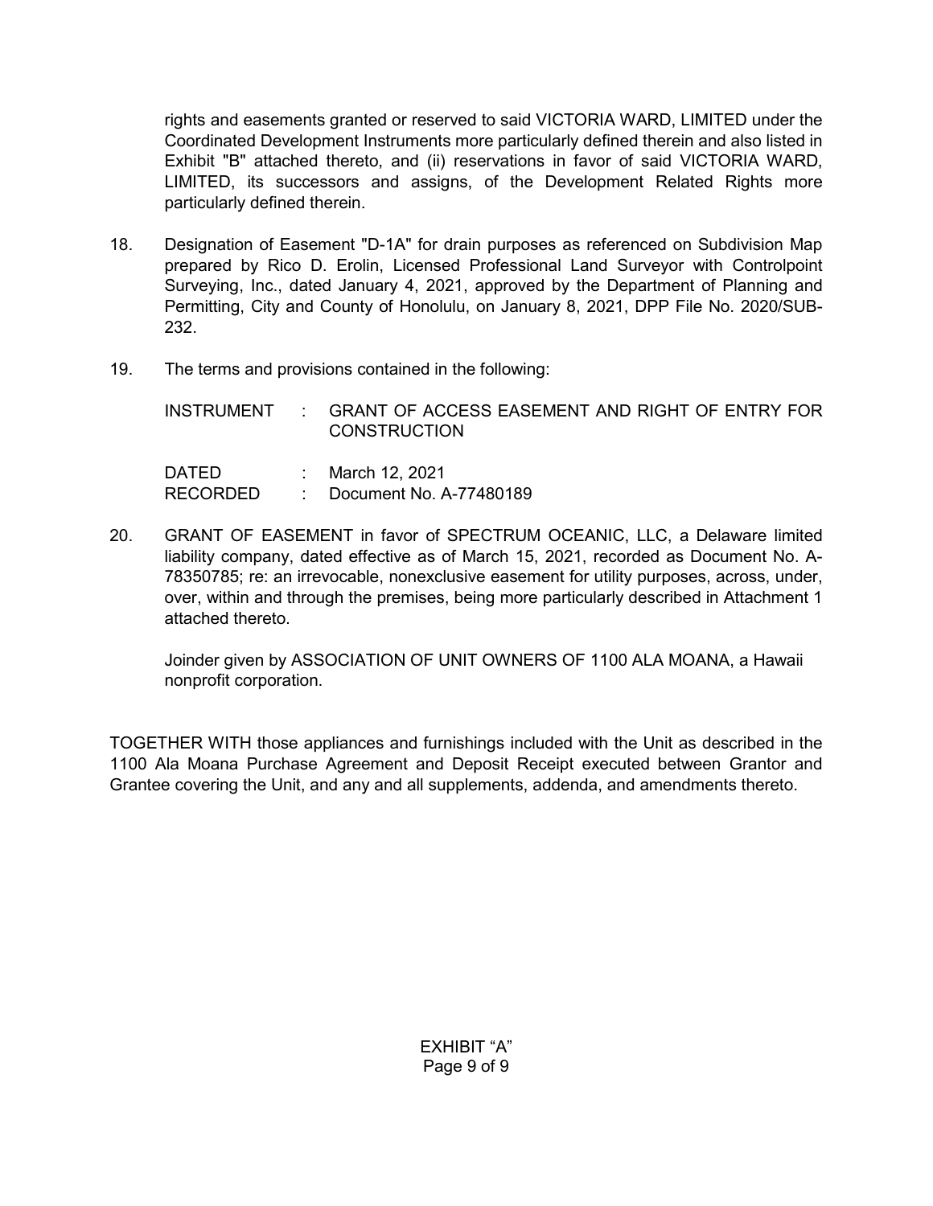rights and easements granted or reserved to said VICTORIA WARD, LIMITED under the Coordinated Development Instruments more particularly defined therein and also listed in Exhibit "B" attached thereto, and (ii) reservations in favor of said VICTORIA WARD, LIMITED, its successors and assigns, of the Development Related Rights more particularly defined therein.

18. Designation of Easement "D-1A" for drain purposes as referenced on Subdivision Map prepared by Rico D. Erolin, Licensed Professional Land Surveyor with Controlpoint Surveying, Inc., dated January 4, 2021, approved by the Department of Planning and Permitting, City and County of Honolulu, on January 8, 2021, DPP File No. 2020/SUB-232.

19. The terms and provisions contained in the following:

| | | |
|---|---|---|
| INSTRUMENT | : | GRANT OF ACCESS EASEMENT AND RIGHT OF ENTRY FOR CONSTRUCTION |
| DATED | : | March 12, 2021 |
| RECORDED | : | Document No. A-77480189 |

20. GRANT OF EASEMENT in favor of SPECTRUM OCEANIC, LLC, a Delaware limited liability company, dated effective as of March 15, 2021, recorded as Document No. A-78350785; re: an irrevocable, nonexclusive easement for utility purposes, across, under, over, within and through the premises, being more particularly described in Attachment 1 attached thereto.

    Joinder given by ASSOCIATION OF UNIT OWNERS OF 1100 ALA MOANA, a Hawaii nonprofit corporation.

TOGETHER WITH those appliances and furnishings included with the Unit as described in the 1100 Ala Moana Purchase Agreement and Deposit Receipt executed between Grantor and Grantee covering the Unit, and any and all supplements, addenda, and amendments thereto.

EXHIBIT "A"